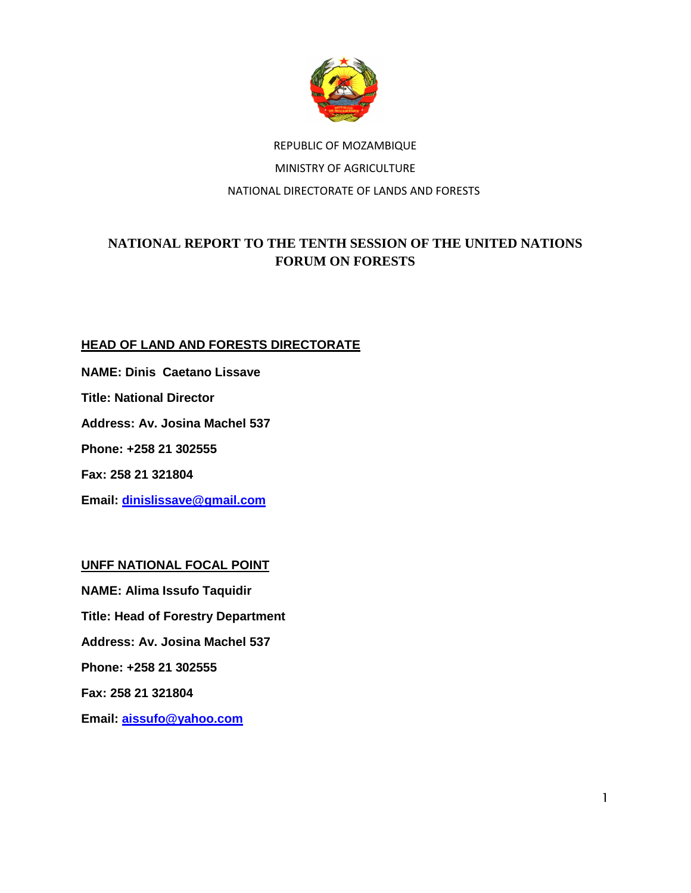REPUBLIC OF MOZAMBIQUE

MINISTRY OF AGRICULTURE

NATIONAL DIRECTORATE OF LANDS AND FORESTS

# NATIONAL REPORT TO THE TENTH SESSION OF THE UNITED NATIONS FORUM ON FORESTS

## HEAD OF LAND AND FORESTS DIRECTORATE

**NAME: Dinis Caetano Lissave**

**Title: National Director**

**Address: Av. Josina Machel 537**

**Phone: +258 21 302555**

**Fax: 258 21 321804**

**Email: dinislissave@gmail.com**

## UNFF NATIONAL FOCAL POINT

**NAME: Alima Issufo Taquidir**

**Title: Head of Forestry Department**

**Address: Av. Josina Machel 537**

**Phone: +258 21 302555**

**Fax: 258 21 321804**

**Email: aissufo@yahoo.com**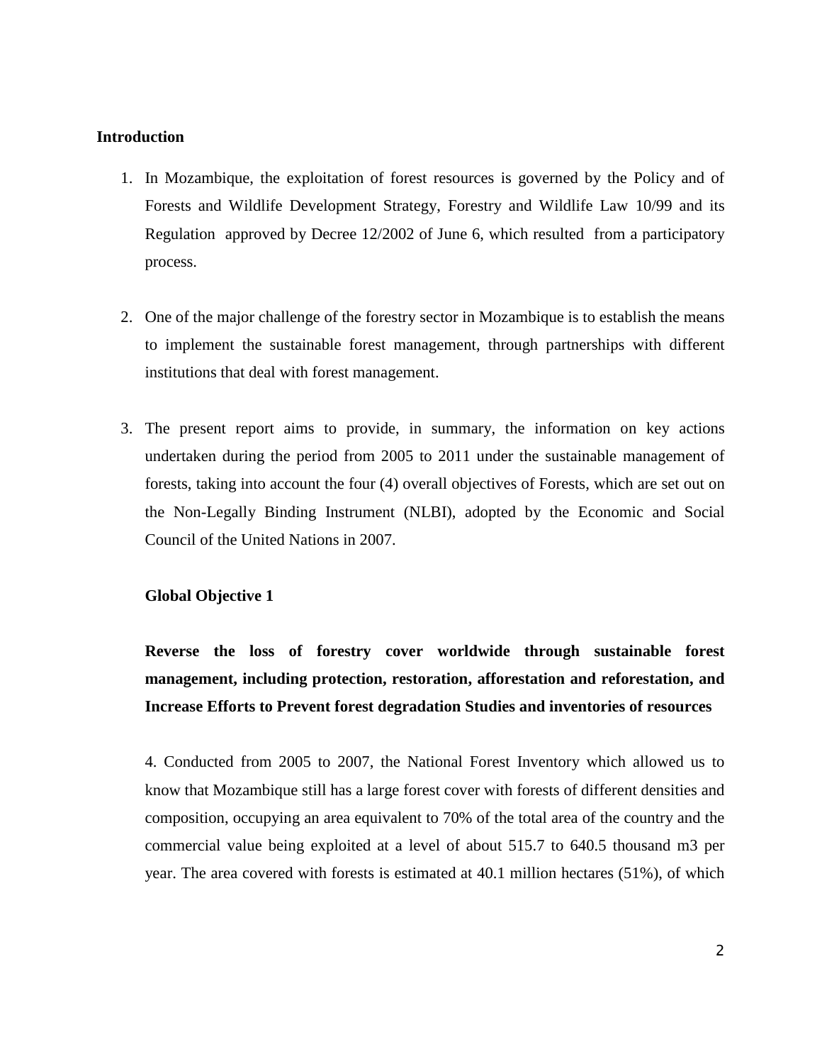## Introduction

1. In Mozambique, the exploitation of forest resources is governed by the Policy and of Forests and Wildlife Development Strategy, Forestry and Wildlife Law 10/99 and its Regulation approved by Decree 12/2002 of June 6, which resulted from a participatory process.

2. One of the major challenge of the forestry sector in Mozambique is to establish the means to implement the sustainable forest management, through partnerships with different institutions that deal with forest management.

3. The present report aims to provide, in summary, the information on key actions undertaken during the period from 2005 to 2011 under the sustainable management of forests, taking into account the four (4) overall objectives of Forests, which are set out on the Non-Legally Binding Instrument (NLBI), adopted by the Economic and Social Council of the United Nations in 2007.

### Global Objective 1

**Reverse the loss of forestry cover worldwide through sustainable forest management, including protection, restoration, afforestation and reforestation, and Increase Efforts to Prevent forest degradation Studies and inventories of resources**

4. Conducted from 2005 to 2007, the National Forest Inventory which allowed us to know that Mozambique still has a large forest cover with forests of different densities and composition, occupying an area equivalent to 70% of the total area of the country and the commercial value being exploited at a level of about 515.7 to 640.5 thousand m3 per year. The area covered with forests is estimated at 40.1 million hectares (51%), of which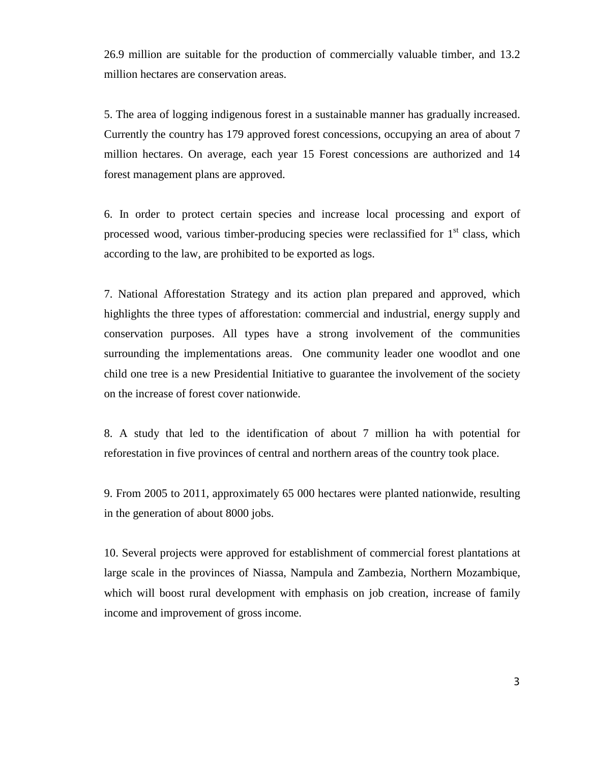26.9 million are suitable for the production of commercially valuable timber, and 13.2 million hectares are conservation areas.

5. The area of logging indigenous forest in a sustainable manner has gradually increased. Currently the country has 179 approved forest concessions, occupying an area of about 7 million hectares. On average, each year 15 Forest concessions are authorized and 14 forest management plans are approved.

6. In order to protect certain species and increase local processing and export of processed wood, various timber-producing species were reclassified for 1st class, which according to the law, are prohibited to be exported as logs.

7. National Afforestation Strategy and its action plan prepared and approved, which highlights the three types of afforestation: commercial and industrial, energy supply and conservation purposes. All types have a strong involvement of the communities surrounding the implementations areas. One community leader one woodlot and one child one tree is a new Presidential Initiative to guarantee the involvement of the society on the increase of forest cover nationwide.

8. A study that led to the identification of about 7 million ha with potential for reforestation in five provinces of central and northern areas of the country took place.

9. From 2005 to 2011, approximately 65 000 hectares were planted nationwide, resulting in the generation of about 8000 jobs.

10. Several projects were approved for establishment of commercial forest plantations at large scale in the provinces of Niassa, Nampula and Zambezia, Northern Mozambique, which will boost rural development with emphasis on job creation, increase of family income and improvement of gross income.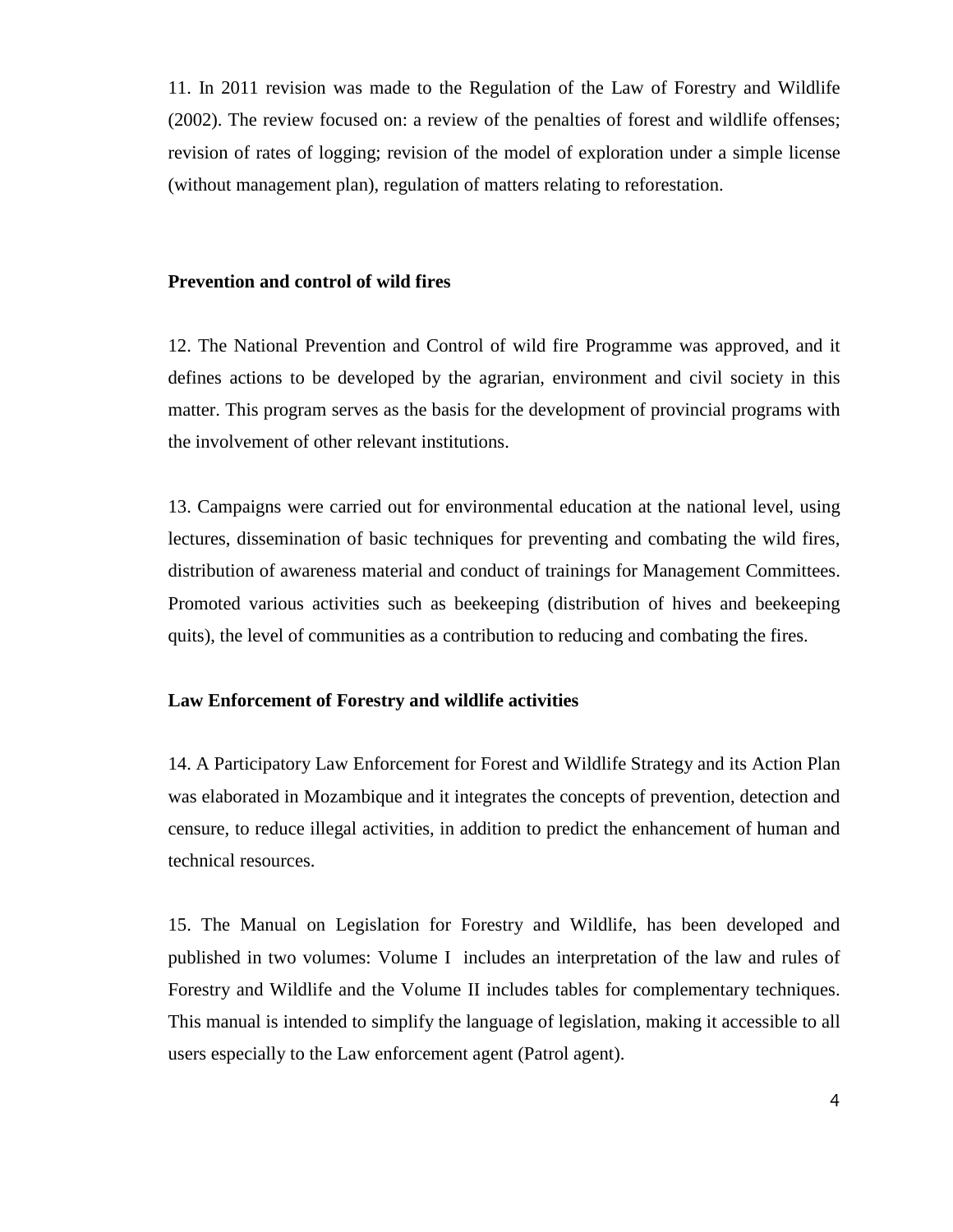11. In 2011 revision was made to the Regulation of the Law of Forestry and Wildlife (2002). The review focused on: a review of the penalties of forest and wildlife offenses; revision of rates of logging; revision of the model of exploration under a simple license (without management plan), regulation of matters relating to reforestation.

**Prevention and control of wild fires**

12. The National Prevention and Control of wild fire Programme was approved, and it defines actions to be developed by the agrarian, environment and civil society in this matter. This program serves as the basis for the development of provincial programs with the involvement of other relevant institutions.

13. Campaigns were carried out for environmental education at the national level, using lectures, dissemination of basic techniques for preventing and combating the wild fires, distribution of awareness material and conduct of trainings for Management Committees. Promoted various activities such as beekeeping (distribution of hives and beekeeping quits), the level of communities as a contribution to reducing and combating the fires.

**Law Enforcement of Forestry and wildlife activities**

14. A Participatory Law Enforcement for Forest and Wildlife Strategy and its Action Plan was elaborated in Mozambique and it integrates the concepts of prevention, detection and censure, to reduce illegal activities, in addition to predict the enhancement of human and technical resources.

15. The Manual on Legislation for Forestry and Wildlife, has been developed and published in two volumes: Volume I includes an interpretation of the law and rules of Forestry and Wildlife and the Volume II includes tables for complementary techniques. This manual is intended to simplify the language of legislation, making it accessible to all users especially to the Law enforcement agent (Patrol agent).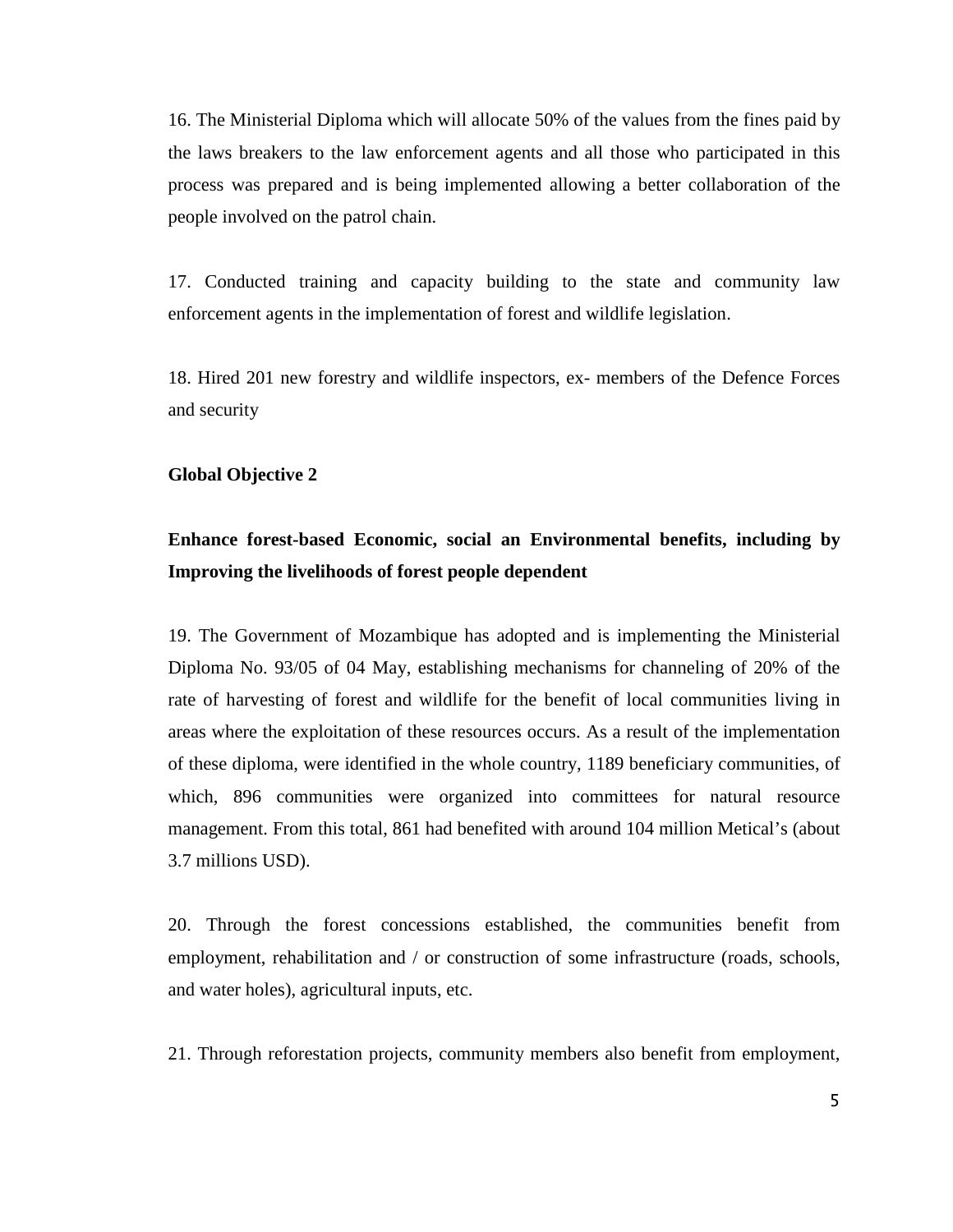16. The Ministerial Diploma which will allocate 50% of the values from the fines paid by the laws breakers to the law enforcement agents and all those who participated in this process was prepared and is being implemented allowing a better collaboration of the people involved on the patrol chain.

17. Conducted training and capacity building to the state and community law enforcement agents in the implementation of forest and wildlife legislation.

18. Hired 201 new forestry and wildlife inspectors, ex- members of the Defence Forces and security

**Global Objective 2**

**Enhance forest-based Economic, social an Environmental benefits, including by Improving the livelihoods of forest people dependent**

19. The Government of Mozambique has adopted and is implementing the Ministerial Diploma No. 93/05 of 04 May, establishing mechanisms for channeling of 20% of the rate of harvesting of forest and wildlife for the benefit of local communities living in areas where the exploitation of these resources occurs. As a result of the implementation of these diploma, were identified in the whole country, 1189 beneficiary communities, of which, 896 communities were organized into committees for natural resource management. From this total, 861 had benefited with around 104 million Metical's (about 3.7 millions USD).

20. Through the forest concessions established, the communities benefit from employment, rehabilitation and / or construction of some infrastructure (roads, schools, and water holes), agricultural inputs, etc.

21. Through reforestation projects, community members also benefit from employment,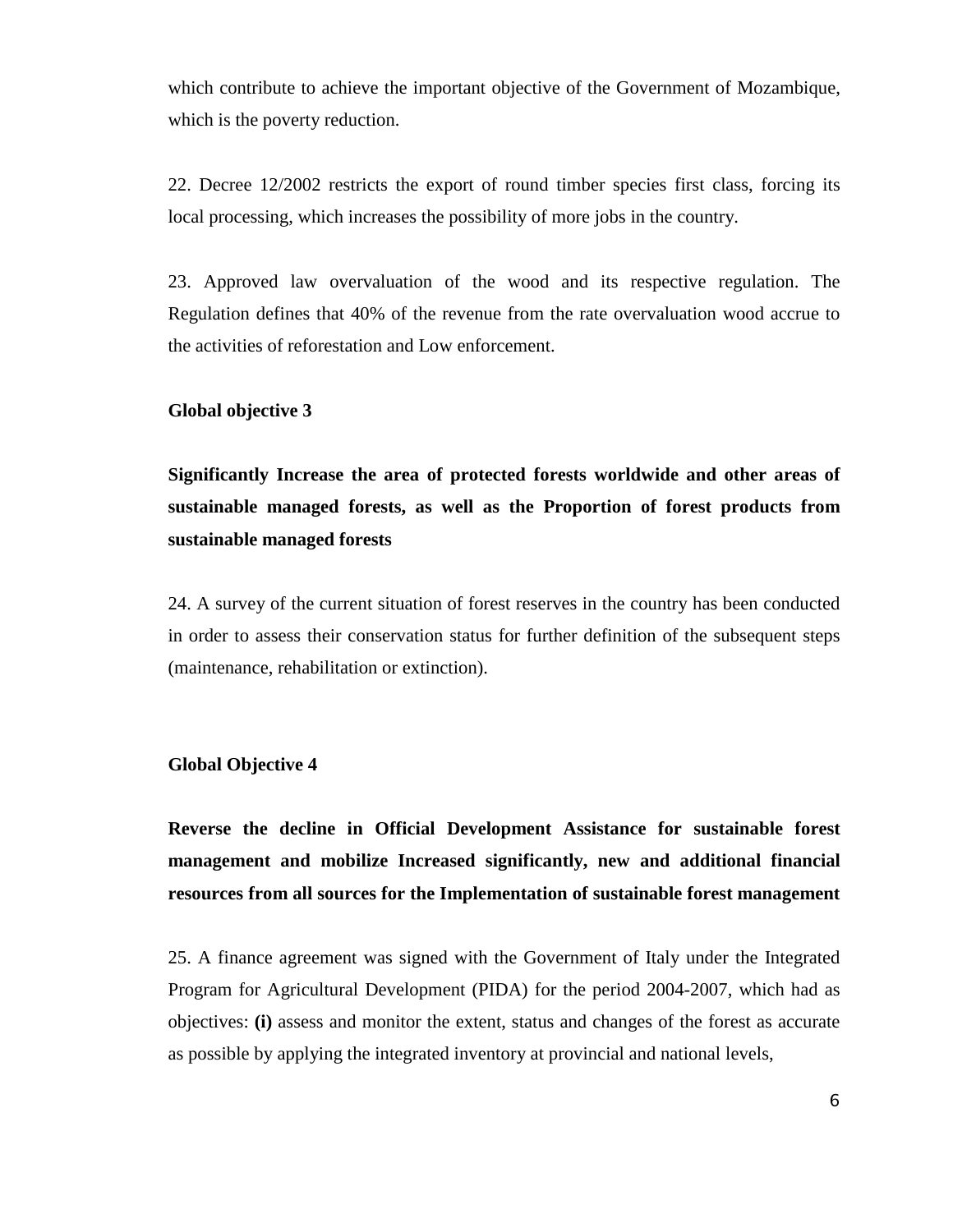which contribute to achieve the important objective of the Government of Mozambique, which is the poverty reduction.

22. Decree 12/2002 restricts the export of round timber species first class, forcing its local processing, which increases the possibility of more jobs in the country.

23. Approved law overvaluation of the wood and its respective regulation. The Regulation defines that 40% of the revenue from the rate overvaluation wood accrue to the activities of reforestation and Low enforcement.

**Global objective 3**

**Significantly Increase the area of protected forests worldwide and other areas of sustainable managed forests, as well as the Proportion of forest products from sustainable managed forests**

24. A survey of the current situation of forest reserves in the country has been conducted in order to assess their conservation status for further definition of the subsequent steps (maintenance, rehabilitation or extinction).

**Global Objective 4**

**Reverse the decline in Official Development Assistance for sustainable forest management and mobilize Increased significantly, new and additional financial resources from all sources for the Implementation of sustainable forest management**

25. A finance agreement was signed with the Government of Italy under the Integrated Program for Agricultural Development (PIDA) for the period 2004-2007, which had as objectives: **(i)** assess and monitor the extent, status and changes of the forest as accurate as possible by applying the integrated inventory at provincial and national levels,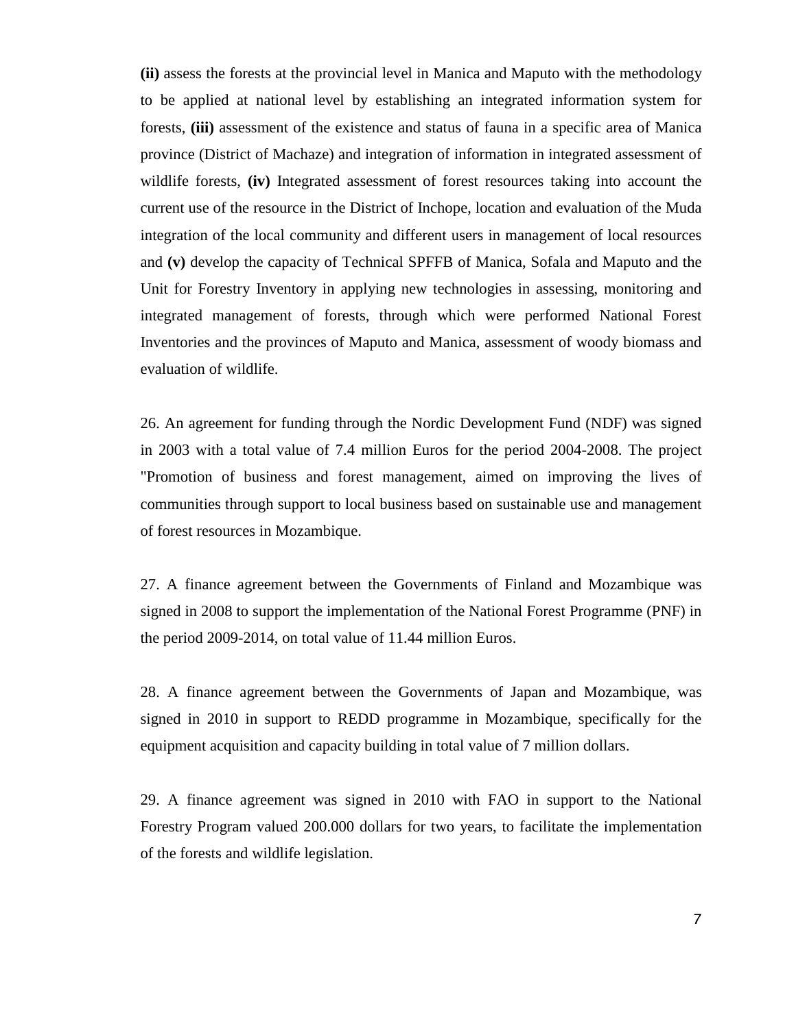**(ii)** assess the forests at the provincial level in Manica and Maputo with the methodology to be applied at national level by establishing an integrated information system for forests, **(iii)** assessment of the existence and status of fauna in a specific area of Manica province (District of Machaze) and integration of information in integrated assessment of wildlife forests, **(iv)** Integrated assessment of forest resources taking into account the current use of the resource in the District of Inchope, location and evaluation of the Muda integration of the local community and different users in management of local resources and **(v)** develop the capacity of Technical SPFFB of Manica, Sofala and Maputo and the Unit for Forestry Inventory in applying new technologies in assessing, monitoring and integrated management of forests, through which were performed National Forest Inventories and the provinces of Maputo and Manica, assessment of woody biomass and evaluation of wildlife.

26. An agreement for funding through the Nordic Development Fund (NDF) was signed in 2003 with a total value of 7.4 million Euros for the period 2004-2008. The project "Promotion of business and forest management, aimed on improving the lives of communities through support to local business based on sustainable use and management of forest resources in Mozambique.

27. A finance agreement between the Governments of Finland and Mozambique was signed in 2008 to support the implementation of the National Forest Programme (PNF) in the period 2009-2014, on total value of 11.44 million Euros.

28. A finance agreement between the Governments of Japan and Mozambique, was signed in 2010 in support to REDD programme in Mozambique, specifically for the equipment acquisition and capacity building in total value of 7 million dollars.

29. A finance agreement was signed in 2010 with FAO in support to the National Forestry Program valued 200.000 dollars for two years, to facilitate the implementation of the forests and wildlife legislation.